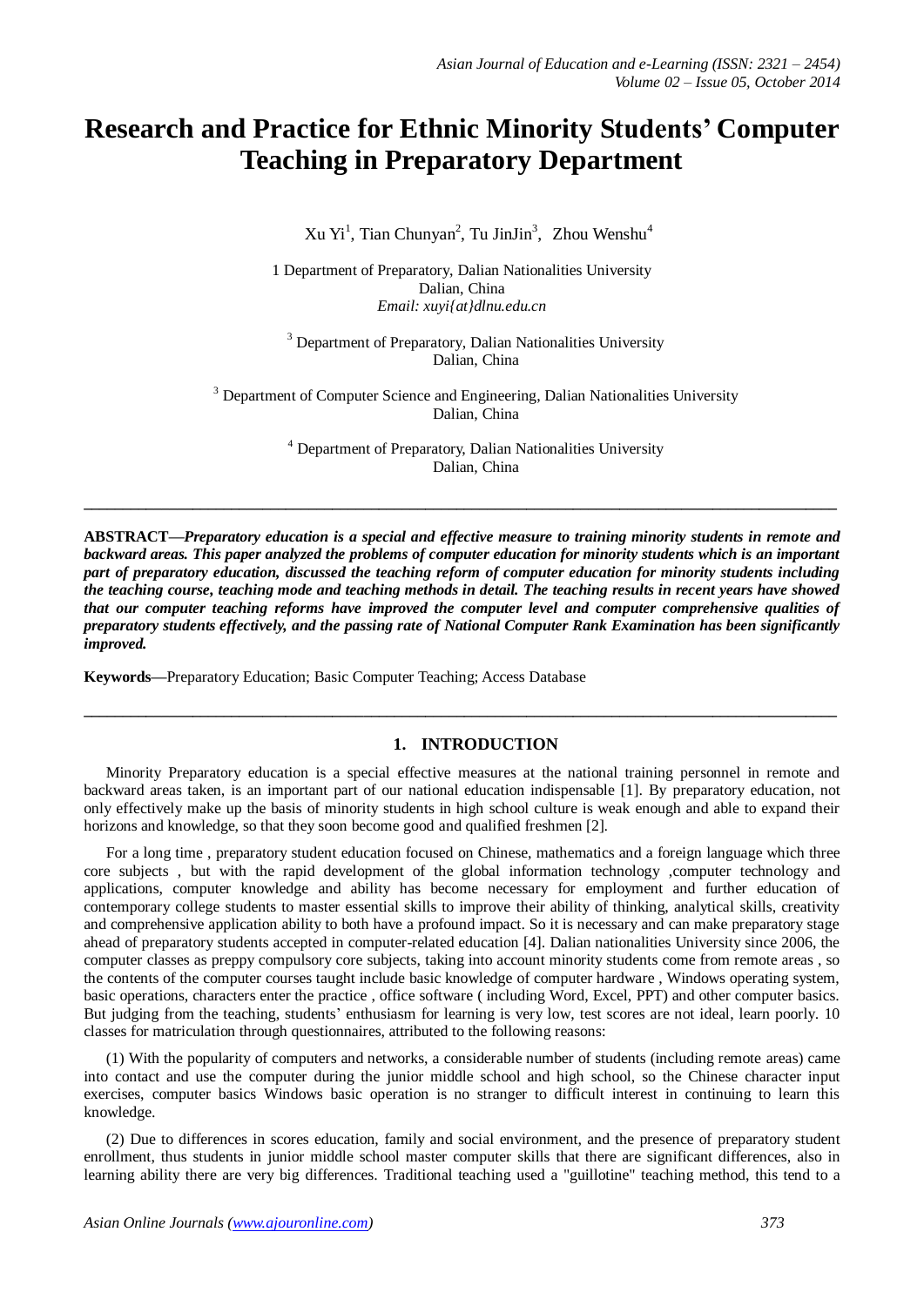# Research and Practice for Ethnic Minority Students' Computer Teaching in Preparatory Department

Xu Yi[1], Tian Chunyan[2], Tu JinJin[3], Zhou Wenshu[4]

1 Department of Preparatory, Dalian Nationalities University
Dalian, China
*Email: xuyi{at}dlnu.edu.cn*

[3] Department of Preparatory, Dalian Nationalities University
Dalian, China

[3] Department of Computer Science and Engineering, Dalian Nationalities University
Dalian, China

[4] Department of Preparatory, Dalian Nationalities University
Dalian, China

---

**ABSTRACT—*Preparatory education is a special and effective measure to training minority students in remote and backward areas. This paper analyzed the problems of computer education for minority students which is an important part of preparatory education, discussed the teaching reform of computer education for minority students including the teaching course, teaching mode and teaching methods in detail. The teaching results in recent years have showed that our computer teaching reforms have improved the computer level and computer comprehensive qualities of preparatory students effectively, and the passing rate of National Computer Rank Examination has been significantly improved.***

**Keywords—**Preparatory Education; Basic Computer Teaching; Access Database

---

## 1. INTRODUCTION

Minority Preparatory education is a special effective measures at the national training personnel in remote and backward areas taken, is an important part of our national education indispensable [1]. By preparatory education, not only effectively make up the basis of minority students in high school culture is weak enough and able to expand their horizons and knowledge, so that they soon become good and qualified freshmen [2].

For a long time , preparatory student education focused on Chinese, mathematics and a foreign language which three core subjects , but with the rapid development of the global information technology ,computer technology and applications, computer knowledge and ability has become necessary for employment and further education of contemporary college students to master essential skills to improve their ability of thinking, analytical skills, creativity and comprehensive application ability to both have a profound impact. So it is necessary and can make preparatory stage ahead of preparatory students accepted in computer-related education [4]. Dalian nationalities University since 2006, the computer classes as preppy compulsory core subjects, taking into account minority students come from remote areas , so the contents of the computer courses taught include basic knowledge of computer hardware , Windows operating system, basic operations, characters enter the practice , office software ( including Word, Excel, PPT) and other computer basics. But judging from the teaching, students' enthusiasm for learning is very low, test scores are not ideal, learn poorly. 10 classes for matriculation through questionnaires, attributed to the following reasons:

(1) With the popularity of computers and networks, a considerable number of students (including remote areas) came into contact and use the computer during the junior middle school and high school, so the Chinese character input exercises, computer basics Windows basic operation is no stranger to difficult interest in continuing to learn this knowledge.

(2) Due to differences in scores education, family and social environment, and the presence of preparatory student enrollment, thus students in junior middle school master computer skills that there are significant differences, also in learning ability there are very big differences. Traditional teaching used a "guillotine" teaching method, this tend to a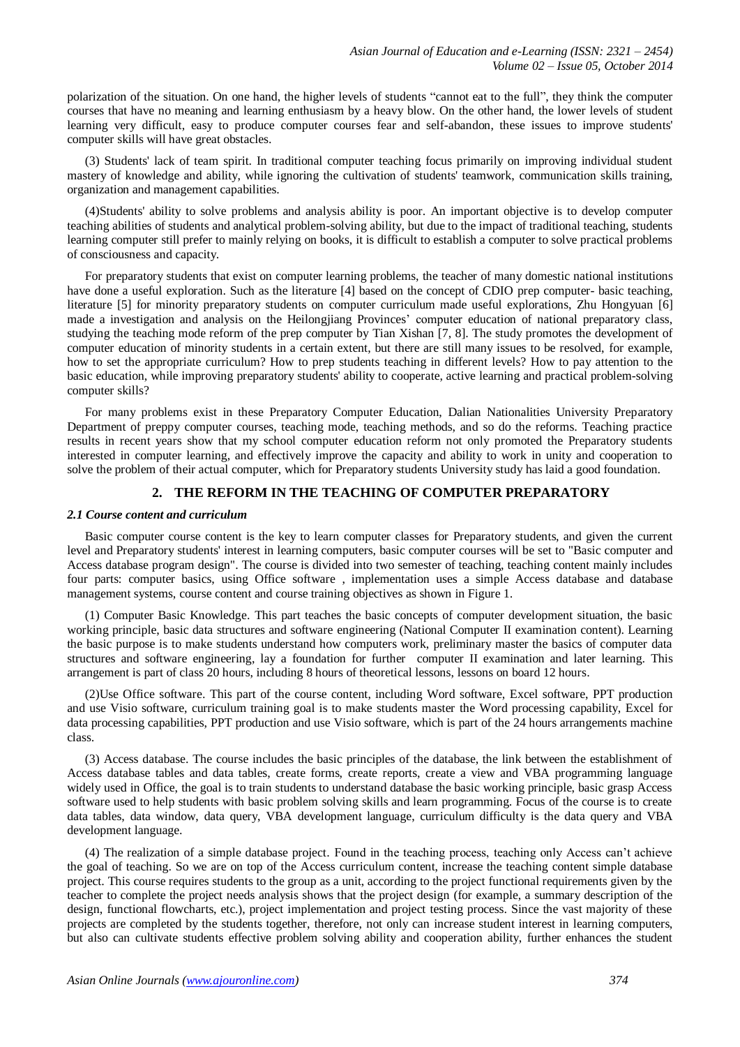polarization of the situation. On one hand, the higher levels of students "cannot eat to the full", they think the computer courses that have no meaning and learning enthusiasm by a heavy blow. On the other hand, the lower levels of student learning very difficult, easy to produce computer courses fear and self-abandon, these issues to improve students' computer skills will have great obstacles.

(3) Students' lack of team spirit. In traditional computer teaching focus primarily on improving individual student mastery of knowledge and ability, while ignoring the cultivation of students' teamwork, communication skills training, organization and management capabilities.

(4)Students' ability to solve problems and analysis ability is poor. An important objective is to develop computer teaching abilities of students and analytical problem-solving ability, but due to the impact of traditional teaching, students learning computer still prefer to mainly relying on books, it is difficult to establish a computer to solve practical problems of consciousness and capacity.

For preparatory students that exist on computer learning problems, the teacher of many domestic national institutions have done a useful exploration. Such as the literature [4] based on the concept of CDIO prep computer- basic teaching, literature [5] for minority preparatory students on computer curriculum made useful explorations, Zhu Hongyuan [6] made a investigation and analysis on the Heilongjiang Provinces' computer education of national preparatory class, studying the teaching mode reform of the prep computer by Tian Xishan [7, 8]. The study promotes the development of computer education of minority students in a certain extent, but there are still many issues to be resolved, for example, how to set the appropriate curriculum? How to prep students teaching in different levels? How to pay attention to the basic education, while improving preparatory students' ability to cooperate, active learning and practical problem-solving computer skills?

For many problems exist in these Preparatory Computer Education, Dalian Nationalities University Preparatory Department of preppy computer courses, teaching mode, teaching methods, and so do the reforms. Teaching practice results in recent years show that my school computer education reform not only promoted the Preparatory students interested in computer learning, and effectively improve the capacity and ability to work in unity and cooperation to solve the problem of their actual computer, which for Preparatory students University study has laid a good foundation.

## 2. THE REFORM IN THE TEACHING OF COMPUTER PREPARATORY

### *2.1 Course content and curriculum*

Basic computer course content is the key to learn computer classes for Preparatory students, and given the current level and Preparatory students' interest in learning computers, basic computer courses will be set to "Basic computer and Access database program design". The course is divided into two semester of teaching, teaching content mainly includes four parts: computer basics, using Office software , implementation uses a simple Access database and database management systems, course content and course training objectives as shown in Figure 1.

(1) Computer Basic Knowledge. This part teaches the basic concepts of computer development situation, the basic working principle, basic data structures and software engineering (National Computer II examination content). Learning the basic purpose is to make students understand how computers work, preliminary master the basics of computer data structures and software engineering, lay a foundation for further computer II examination and later learning. This arrangement is part of class 20 hours, including 8 hours of theoretical lessons, lessons on board 12 hours.

(2)Use Office software. This part of the course content, including Word software, Excel software, PPT production and use Visio software, curriculum training goal is to make students master the Word processing capability, Excel for data processing capabilities, PPT production and use Visio software, which is part of the 24 hours arrangements machine class.

(3) Access database. The course includes the basic principles of the database, the link between the establishment of Access database tables and data tables, create forms, create reports, create a view and VBA programming language widely used in Office, the goal is to train students to understand database the basic working principle, basic grasp Access software used to help students with basic problem solving skills and learn programming. Focus of the course is to create data tables, data window, data query, VBA development language, curriculum difficulty is the data query and VBA development language.

(4) The realization of a simple database project. Found in the teaching process, teaching only Access can't achieve the goal of teaching. So we are on top of the Access curriculum content, increase the teaching content simple database project. This course requires students to the group as a unit, according to the project functional requirements given by the teacher to complete the project needs analysis shows that the project design (for example, a summary description of the design, functional flowcharts, etc.), project implementation and project testing process. Since the vast majority of these projects are completed by the students together, therefore, not only can increase student interest in learning computers, but also can cultivate students effective problem solving ability and cooperation ability, further enhances the student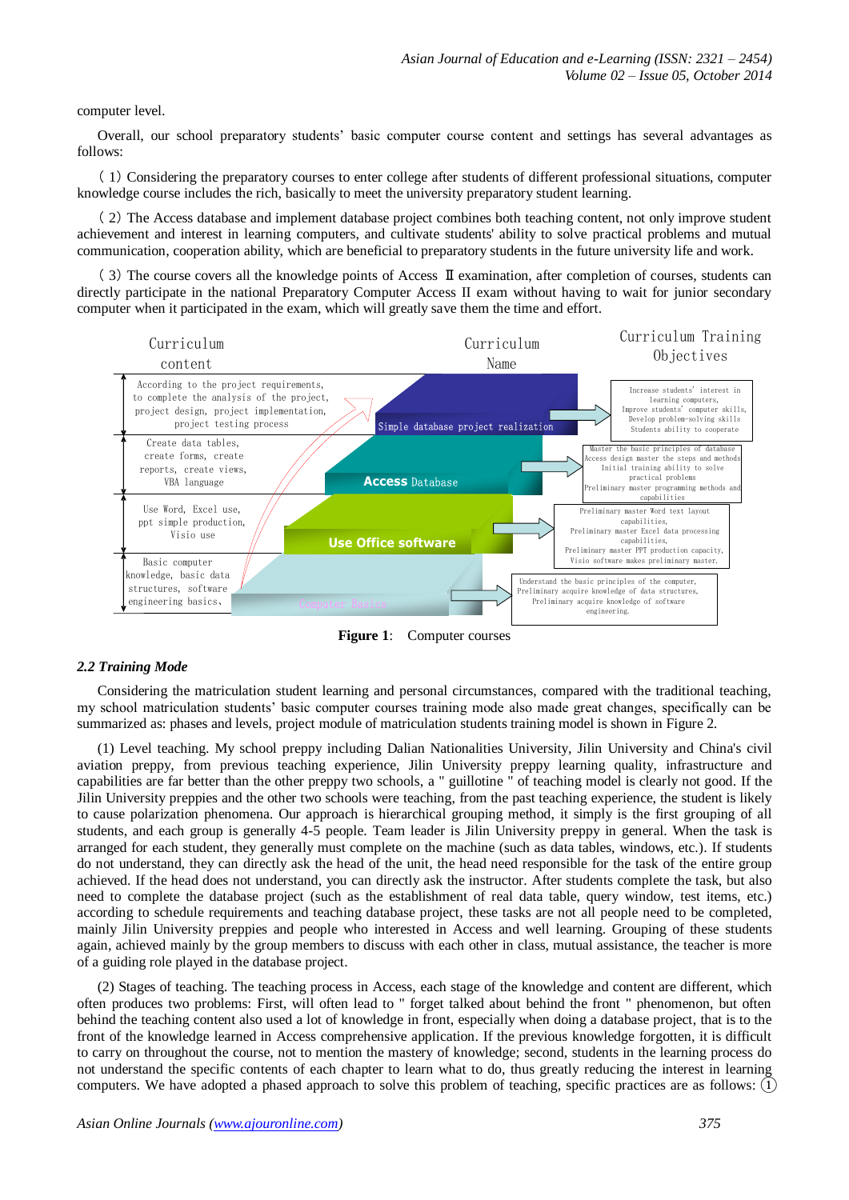computer level.

Overall, our school preparatory students' basic computer course content and settings has several advantages as follows:

（1）Considering the preparatory courses to enter college after students of different professional situations, computer knowledge course includes the rich, basically to meet the university preparatory student learning.

（2）The Access database and implement database project combines both teaching content, not only improve student achievement and interest in learning computers, and cultivate students' ability to solve practical problems and mutual communication, cooperation ability, which are beneficial to preparatory students in the future university life and work.

（3）The course covers all the knowledge points of Access Ⅱ examination, after completion of courses, students can directly participate in the national Preparatory Computer Access II exam without having to wait for junior secondary computer when it participated in the exam, which will greatly save them the time and effort.

| Curriculum content | Curriculum Name | Curriculum Training Objectives |
|---|---|---|
| According to the project requirements, to complete the analysis of the project, project design, project implementation, project testing process | Simple database project realization | Increase students' interest in learning computers, Improve students' computer skills, Develop problem-solving skills Students ability to cooperate |
| Create data tables, create forms, create reports, create views, VBA language | Access Database | Master the basic principles of database Access design master the steps and methods Initial training ability to solve practical problems Preliminary master programming methods and capabilities |
| Use Word, Excel use, ppt simple production, Visio use | Use Office software | Preliminary master Word text layout capabilities, Preliminary master Excel data processing capabilities, Preliminary master PPT production capacity, Visio software makes preliminary master. |
| Basic computer knowledge, basic data structures, software engineering basics、 | Computer Basics | Understand the basic principles of the computer, Preliminary acquire knowledge of data structures, Preliminary acquire knowledge of software engineering. |

**Figure 1**: Computer courses

### *2.2 Training Mode*

Considering the matriculation student learning and personal circumstances, compared with the traditional teaching, my school matriculation students' basic computer courses training mode also made great changes, specifically can be summarized as: phases and levels, project module of matriculation students training model is shown in Figure 2.

(1) Level teaching. My school preppy including Dalian Nationalities University, Jilin University and China's civil aviation preppy, from previous teaching experience, Jilin University preppy learning quality, infrastructure and capabilities are far better than the other preppy two schools, a " guillotine " of teaching model is clearly not good. If the Jilin University preppies and the other two schools were teaching, from the past teaching experience, the student is likely to cause polarization phenomena. Our approach is hierarchical grouping method, it simply is the first grouping of all students, and each group is generally 4-5 people. Team leader is Jilin University preppy in general. When the task is arranged for each student, they generally must complete on the machine (such as data tables, windows, etc.). If students do not understand, they can directly ask the head of the unit, the head need responsible for the task of the entire group achieved. If the head does not understand, you can directly ask the instructor. After students complete the task, but also need to complete the database project (such as the establishment of real data table, query window, test items, etc.) according to schedule requirements and teaching database project, these tasks are not all people need to be completed, mainly Jilin University preppies and people who interested in Access and well learning. Grouping of these students again, achieved mainly by the group members to discuss with each other in class, mutual assistance, the teacher is more of a guiding role played in the database project.

(2) Stages of teaching. The teaching process in Access, each stage of the knowledge and content are different, which often produces two problems: First, will often lead to " forget talked about behind the front " phenomenon, but often behind the teaching content also used a lot of knowledge in front, especially when doing a database project, that is to the front of the knowledge learned in Access comprehensive application. If the previous knowledge forgotten, it is difficult to carry on throughout the course, not to mention the mastery of knowledge; second, students in the learning process do not understand the specific contents of each chapter to learn what to do, thus greatly reducing the interest in learning computers. We have adopted a phased approach to solve this problem of teaching, specific practices are as follows: ①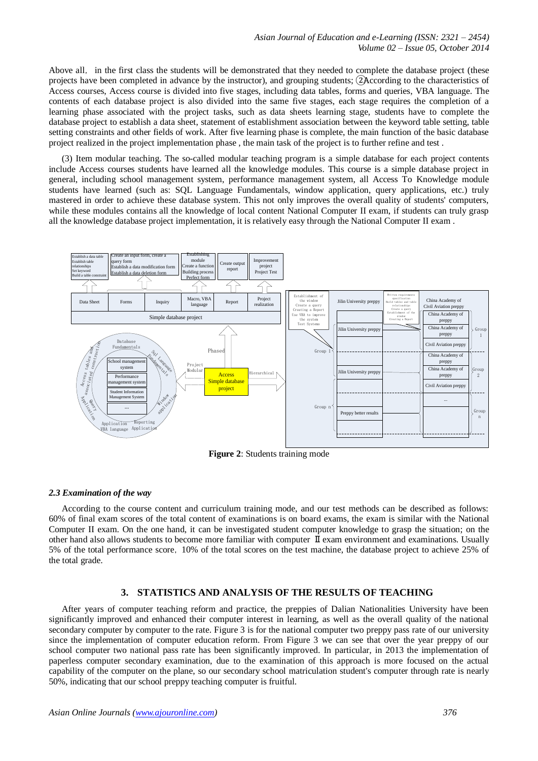Above all, in the first class the students will be demonstrated that they needed to complete the database project (these projects have been completed in advance by the instructor), and grouping students; ②According to the characteristics of Access courses, Access course is divided into five stages, including data tables, forms and queries, VBA language. The contents of each database project is also divided into the same five stages, each stage requires the completion of a learning phase associated with the project tasks, such as data sheets learning stage, students have to complete the database project to establish a data sheet, statement of establishment association between the keyword table setting, table setting constraints and other fields of work. After five learning phase is complete, the main function of the basic database project realized in the project implementation phase , the main task of the project is to further refine and test .

(3) Item modular teaching. The so-called modular teaching program is a simple database for each project contents include Access courses students have learned all the knowledge modules. This course is a simple database project in general, including school management system, performance management system, all Access To Knowledge module students have learned (such as: SQL Language Fundamentals, window application, query applications, etc.) truly mastered in order to achieve these database system. This not only improves the overall quality of students' computers, while these modules contains all the knowledge of local content National Computer II exam, if students can truly grasp all the knowledge database project implementation, it is relatively easy through the National Computer II exam .

**Figure 2**: Students training mode

### *2.3 Examination of the way*

According to the course content and curriculum training mode, and our test methods can be described as follows: 60% of final exam scores of the total content of examinations is on board exams, the exam is similar with the National Computer II exam. On the one hand, it can be investigated student computer knowledge to grasp the situation; on the other hand also allows students to become more familiar with computer Ⅱ exam environment and examinations. Usually 5% of the total performance score, 10% of the total scores on the test machine, the database project to achieve 25% of the total grade.

## 3. STATISTICS AND ANALYSIS OF THE RESULTS OF TEACHING

After years of computer teaching reform and practice, the preppies of Dalian Nationalities University have been significantly improved and enhanced their computer interest in learning, as well as the overall quality of the national secondary computer by computer to the rate. Figure 3 is for the national computer two preppy pass rate of our university since the implementation of computer education reform. From Figure 3 we can see that over the year preppy of our school computer two national pass rate has been significantly improved. In particular, in 2013 the implementation of paperless computer secondary examination, due to the examination of this approach is more focused on the actual capability of the computer on the plane, so our secondary school matriculation student's computer through rate is nearly 50%, indicating that our school preppy teaching computer is fruitful.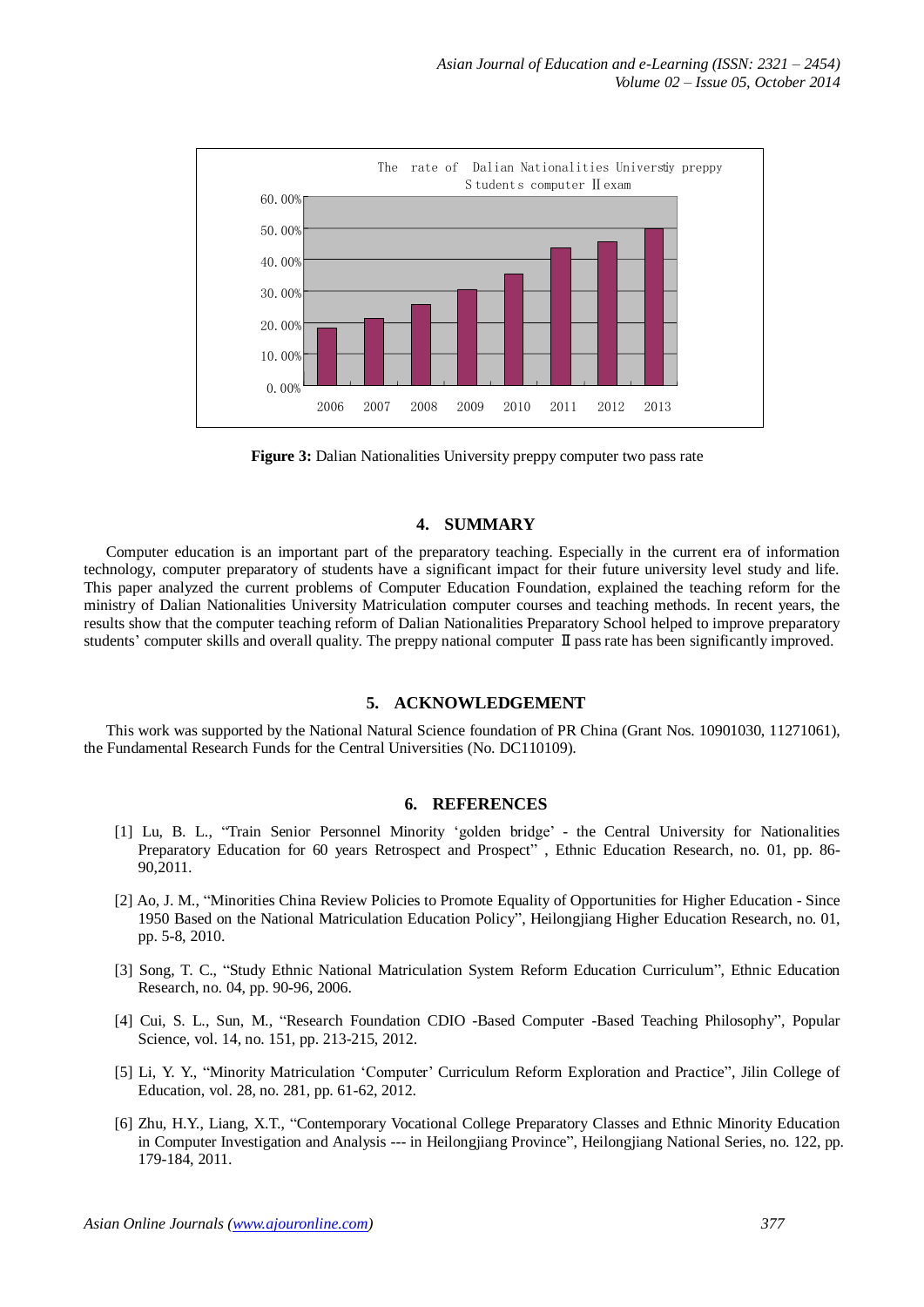The rate of Dalian Nationalities Universtiy preppy Students computer Ⅱ exam

**Figure 3:** Dalian Nationalities University preppy computer two pass rate

## 4. SUMMARY

Computer education is an important part of the preparatory teaching. Especially in the current era of information technology, computer preparatory of students have a significant impact for their future university level study and life. This paper analyzed the current problems of Computer Education Foundation, explained the teaching reform for the ministry of Dalian Nationalities University Matriculation computer courses and teaching methods. In recent years, the results show that the computer teaching reform of Dalian Nationalities Preparatory School helped to improve preparatory students' computer skills and overall quality. The preppy national computer Ⅱ pass rate has been significantly improved.

## 5. ACKNOWLEDGEMENT

This work was supported by the National Natural Science foundation of PR China (Grant Nos. 10901030, 11271061), the Fundamental Research Funds for the Central Universities (No. DC110109).

## 6. REFERENCES

[1] Lu, B. L., "Train Senior Personnel Minority 'golden bridge' - the Central University for Nationalities Preparatory Education for 60 years Retrospect and Prospect" , Ethnic Education Research, no. 01, pp. 86-90,2011.

[2] Ao, J. M., "Minorities China Review Policies to Promote Equality of Opportunities for Higher Education - Since 1950 Based on the National Matriculation Education Policy", Heilongjiang Higher Education Research, no. 01, pp. 5-8, 2010.

[3] Song, T. C., "Study Ethnic National Matriculation System Reform Education Curriculum", Ethnic Education Research, no. 04, pp. 90-96, 2006.

[4] Cui, S. L., Sun, M., "Research Foundation CDIO -Based Computer -Based Teaching Philosophy", Popular Science, vol. 14, no. 151, pp. 213-215, 2012.

[5] Li, Y. Y., "Minority Matriculation 'Computer' Curriculum Reform Exploration and Practice", Jilin College of Education, vol. 28, no. 281, pp. 61-62, 2012.

[6] Zhu, H.Y., Liang, X.T., "Contemporary Vocational College Preparatory Classes and Ethnic Minority Education in Computer Investigation and Analysis --- in Heilongjiang Province", Heilongjiang National Series, no. 122, pp. 179-184, 2011.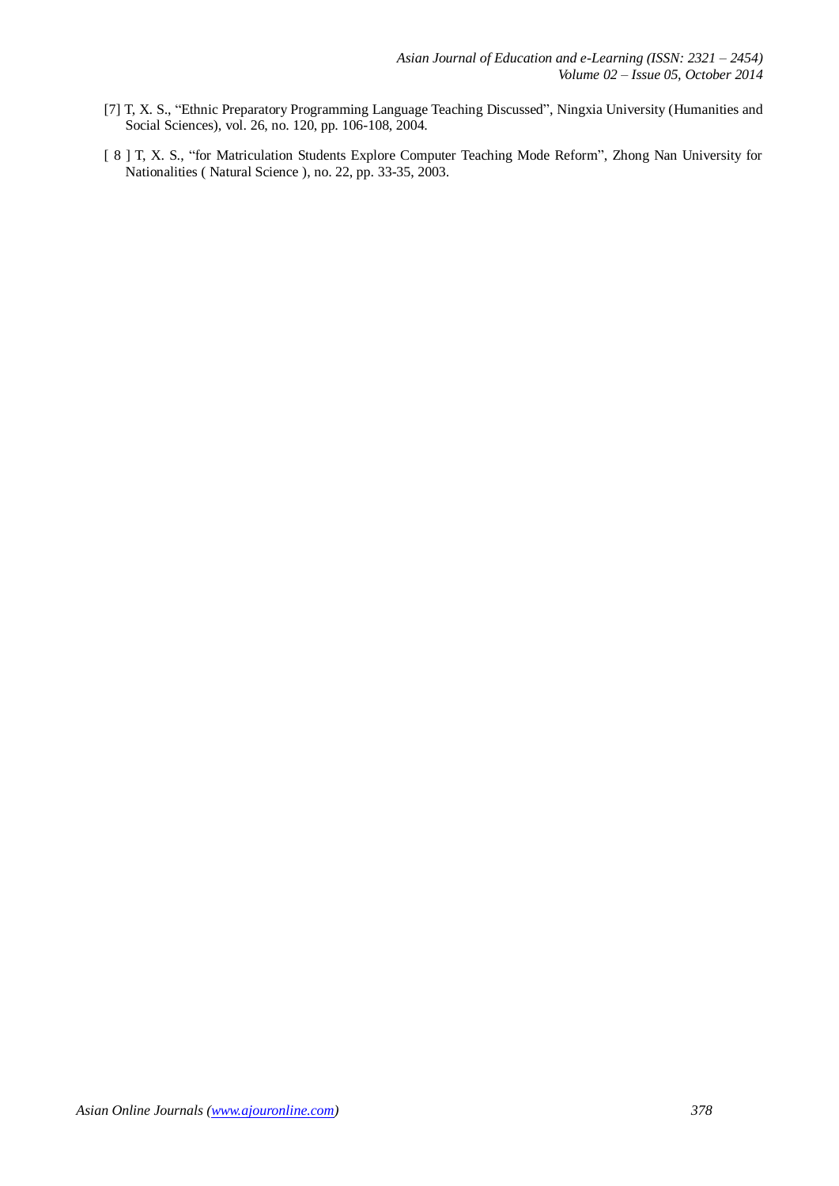[7] T, X. S., "Ethnic Preparatory Programming Language Teaching Discussed", Ningxia University (Humanities and Social Sciences), vol. 26, no. 120, pp. 106-108, 2004.

[ 8 ] T, X. S., "for Matriculation Students Explore Computer Teaching Mode Reform", Zhong Nan University for Nationalities ( Natural Science ), no. 22, pp. 33-35, 2003.